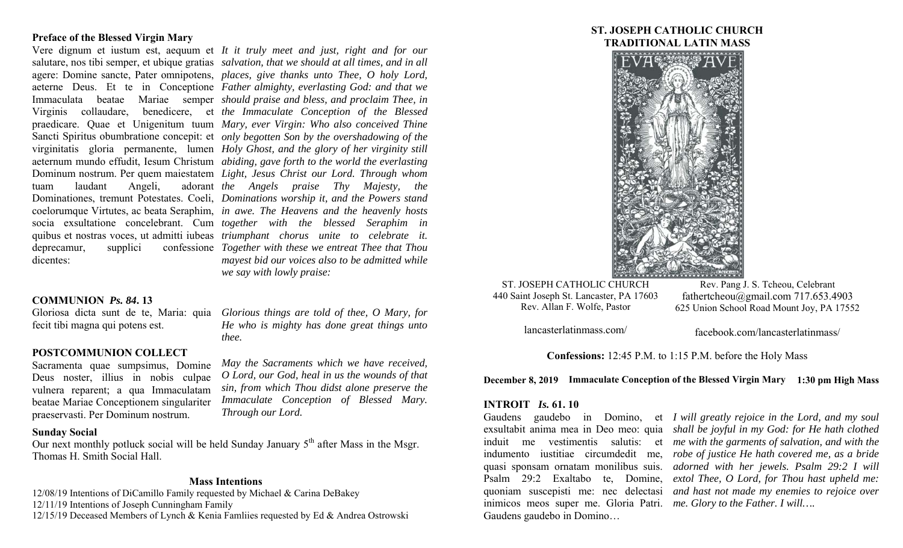## Preface of the Blessed Virgin Mary

Vere dignum et iustum est, aequum et salutare, nos tibi semper, et ubique gratias agere: Domine sancte, Pater omnipotens, aeterne Deus. Et te in Conceptione Immaculata beatae Mariae semper Virginis collaudare, benedicere, et praedicare. Quae et Unigenitum tuum Sancti Spiritus obumbratione concepit: et virginitatis gloria permanente, lumen aeternum mundo effudit, Iesum Christum Dominum nostrum. Per quem maiestatem tuam laudant Angeli, adorant Dominationes, tremunt Potestates. Coeli, coelorumque Virtutes, ac beata Seraphim, socia exsultatione concelebrant. Cum quibus et nostras voces, ut admitti iubeas deprecamur, supplici confessione dicentes:

*It it truly meet and just, right and for our salvation, that we should at all times, and in all places, give thanks unto Thee, O holy Lord, Father almighty, everlasting God: and that we should praise and bless, and proclaim Thee, in the Immaculate Conception of the Blessed Mary, ever Virgin: Who also conceived Thine only begotten Son by the overshadowing of the Holy Ghost, and the glory of her virginity still abiding, gave forth to the world the everlasting Light, Jesus Christ our Lord. Through whom the Angels praise Thy Majesty, the Dominations worship it, and the Powers stand in awe. The Heavens and the heavenly hosts together with the blessed Seraphim in triumphant chorus unite to celebrate it. Together with these we entreat Thee that Thou mayest bid our voices also to be admitted while we say with lowly praise:*

## COMMUNION *Ps. 84*. 13

Gloriosa dicta sunt de te, Maria: quia fecit tibi magna qui potens est.

*Glorious things are told of thee, O Mary, for He who is mighty has done great things unto thee.*

## POSTCOMMUNION COLLECT

Sacramenta quae sumpsimus, Domine Deus noster, illius in nobis culpae vulnera reparent; a qua Immaculatam beatae Mariae Conceptionem singulariter praeservasti. Per Dominum nostrum.

*May the Sacraments which we have received, O Lord, our God, heal in us the wounds of that sin, from which Thou didst alone preserve the Immaculate Conception of Blessed Mary. Through our Lord.*

### Sunday Social

Our next monthly potluck social will be held Sunday January 5th after Mass in the Msgr. Thomas H. Smith Social Hall.

### Mass Intentions

12/08/19 Intentions of DiCamillo Family requested by Michael & Carina DeBakey
12/11/19 Intentions of Joseph Cunningham Family
12/15/19 Deceased Members of Lynch & Kenia Famliies requested by Ed & Andrea Ostrowski

# ST. JOSEPH CATHOLIC CHURCH
# TRADITIONAL LATIN MASS

ST. JOSEPH CATHOLIC CHURCH
440 Saint Joseph St. Lancaster, PA 17603
Rev. Allan F. Wolfe, Pastor

Rev. Pang J. S. Tcheou, Celebrant
fathertcheou@gmail.com 717.653.4903
625 Union School Road Mount Joy, PA 17552

lancasterlatinmass.com/

facebook.com/lancasterlatinmass/

**Confessions:** 12:45 P.M. to 1:15 P.M. before the Holy Mass

**December 8, 2019 Immaculate Conception of the Blessed Virgin Mary 1:30 pm High Mass**

## INTROIT *Is.* 61. 10

Gaudens gaudebo in Domino, et exsultabit anima mea in Deo meo: quia induit me vestimentis salutis: et indumento iustitiae circumdedit me, quasi sponsam ornatam monilibus suis. Psalm 29:2 Exaltabo te, Domine, quoniam suscepisti me: nec delectasi inimicos meos super me. Gloria Patri. Gaudens gaudebo in Domino…

*I will greatly rejoice in the Lord, and my soul shall be joyful in my God: for He hath clothed me with the garments of salvation, and with the robe of justice He hath covered me, as a bride adorned with her jewels. Psalm 29:2 I will extol Thee, O Lord, for Thou hast upheld me: and hast not made my enemies to rejoice over me. Glory to the Father. I will….*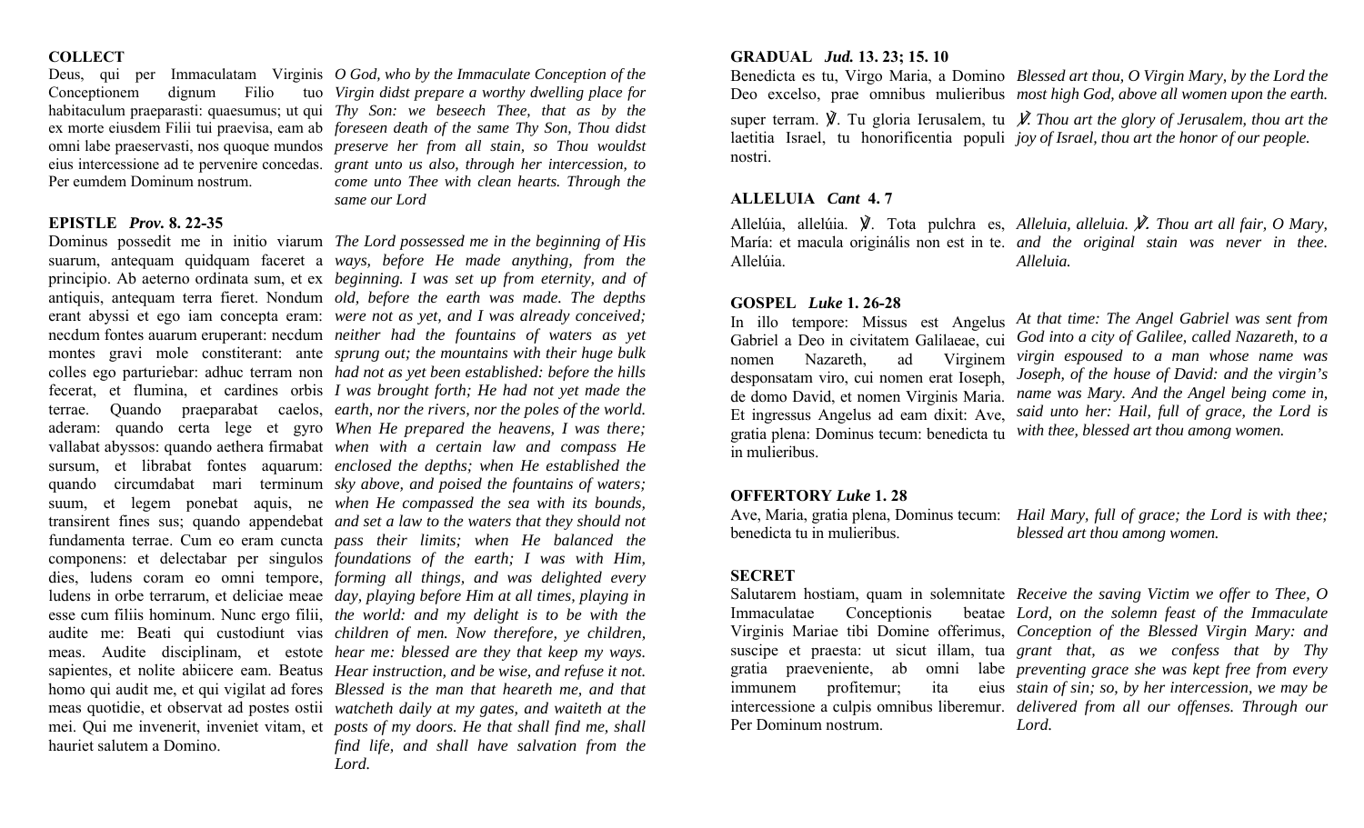## COLLECT

Deus, qui per Immaculatam Virginis Conceptionem dignum Filio tuo habitaculum praeparasti: quaesumus; ut qui ex morte eiusdem Filii tui praevisa, eam ab omni labe praeservasti, nos quoque mundos eius intercessione ad te pervenire concedas. Per eumdem Dominum nostrum.

*O God, who by the Immaculate Conception of the Virgin didst prepare a worthy dwelling place for Thy Son: we beseech Thee, that as by the foreseen death of the same Thy Son, Thou didst preserve her from all stain, so Thou wouldst grant unto us also, through her intercession, to come unto Thee with clean hearts. Through the same our Lord*

## EPISTLE *Prov.* 8. 22-35

Dominus possedit me in initio viarum suarum, antequam quidquam faceret a principio. Ab aeterno ordinata sum, et ex antiquis, antequam terra fieret. Nondum erant abyssi et ego iam concepta eram: necdum fontes auarum eruperant: necdum montes gravi mole constiterant: ante colles ego parturiebar: adhuc terram non fecerat, et flumina, et cardines orbis terrae. Quando praeparabat caelos, aderam: quando certa lege et gyro vallabat abyssos: quando aethera firmabat sursum, et librabat fontes aquarum: quando circumdabat mari terminum suum, et legem ponebat aquis, ne transirent fines sus; quando appendebat fundamenta terrae. Cum eo eram cuncta componens: et delectabar per singulos dies, ludens coram eo omni tempore, ludens in orbe terrarum, et deliciae meae esse cum filiis hominum. Nunc ergo filii, audite me: Beati qui custodiunt vias meas. Audite disciplinam, et estote sapientes, et nolite abiicere eam. Beatus homo qui audit me, et qui vigilat ad fores meas quotidie, et observat ad postes ostii mei. Qui me invenerit, inveniet vitam, et hauriet salutem a Domino.

*The Lord possessed me in the beginning of His ways, before He made anything, from the beginning. I was set up from eternity, and of old, before the earth was made. The depths were not as yet, and I was already conceived; neither had the fountains of waters as yet sprung out; the mountains with their huge bulk had not as yet been established: before the hills I was brought forth; He had not yet made the earth, nor the rivers, nor the poles of the world. When He prepared the heavens, I was there; when with a certain law and compass He enclosed the depths; when He established the sky above, and poised the fountains of waters; when He compassed the sea with its bounds, and set a law to the waters that they should not pass their limits; when He balanced the foundations of the earth; I was with Him, forming all things, and was delighted every day, playing before Him at all times, playing in the world: and my delight is to be with the children of men. Now therefore, ye children, hear me: blessed are they that keep my ways. Hear instruction, and be wise, and refuse it not. Blessed is the man that heareth me, and that watcheth daily at my gates, and waiteth at the posts of my doors. He that shall find me, shall find life, and shall have salvation from the Lord.*

## GRADUAL *Jud.* 13. 23; 15. 10

Benedicta es tu, Virgo Maria, a Domino Deo excelso, prae omnibus mulieribus super terram. ℣. Tu gloria Ierusalem, tu laetitia Israel, tu honorificentia populi nostri.

*Blessed art thou, O Virgin Mary, by the Lord the most high God, above all women upon the earth. ℣. Thou art the glory of Jerusalem, thou art the joy of Israel, thou art the honor of our people.*

## ALLELUIA *Cant* 4. 7

Allelúia, allelúia. ℣. Tota pulchra es, María: et macula originális non est in te. Allelúia.

*Alleluia, alleluia. ℣. Thou art all fair, O Mary, and the original stain was never in thee. Alleluia.*

## GOSPEL *Luke* 1. 26-28

In illo tempore: Missus est Angelus Gabriel a Deo in civitatem Galilaeae, cui nomen Nazareth, ad Virginem desponsatam viro, cui nomen erat Ioseph, de domo David, et nomen Virginis Maria. Et ingressus Angelus ad eam dixit: Ave, gratia plena: Dominus tecum: benedicta tu in mulieribus.

*At that time: The Angel Gabriel was sent from God into a city of Galilee, called Nazareth, to a virgin espoused to a man whose name was Joseph, of the house of David: and the virgin's name was Mary. And the Angel being come in, said unto her: Hail, full of grace, the Lord is with thee, blessed art thou among women.*

## OFFERTORY *Luke* 1. 28

Ave, Maria, gratia plena, Dominus tecum: benedicta tu in mulieribus.

*Hail Mary, full of grace; the Lord is with thee; blessed art thou among women.*

## SECRET

Salutarem hostiam, quam in solemnitate Immaculatae Conceptionis beatae Virginis Mariae tibi Domine offerimus, suscipe et praesta: ut sicut illam, tua gratia praeveniente, ab omni labe immunem profitemur; ita eius intercessione a culpis omnibus liberemur. Per Dominum nostrum.

*Receive the saving Victim we offer to Thee, O Lord, on the solemn feast of the Immaculate Conception of the Blessed Virgin Mary: and grant that, as we confess that by Thy preventing grace she was kept free from every stain of sin; so, by her intercession, we may be delivered from all our offenses. Through our Lord.*